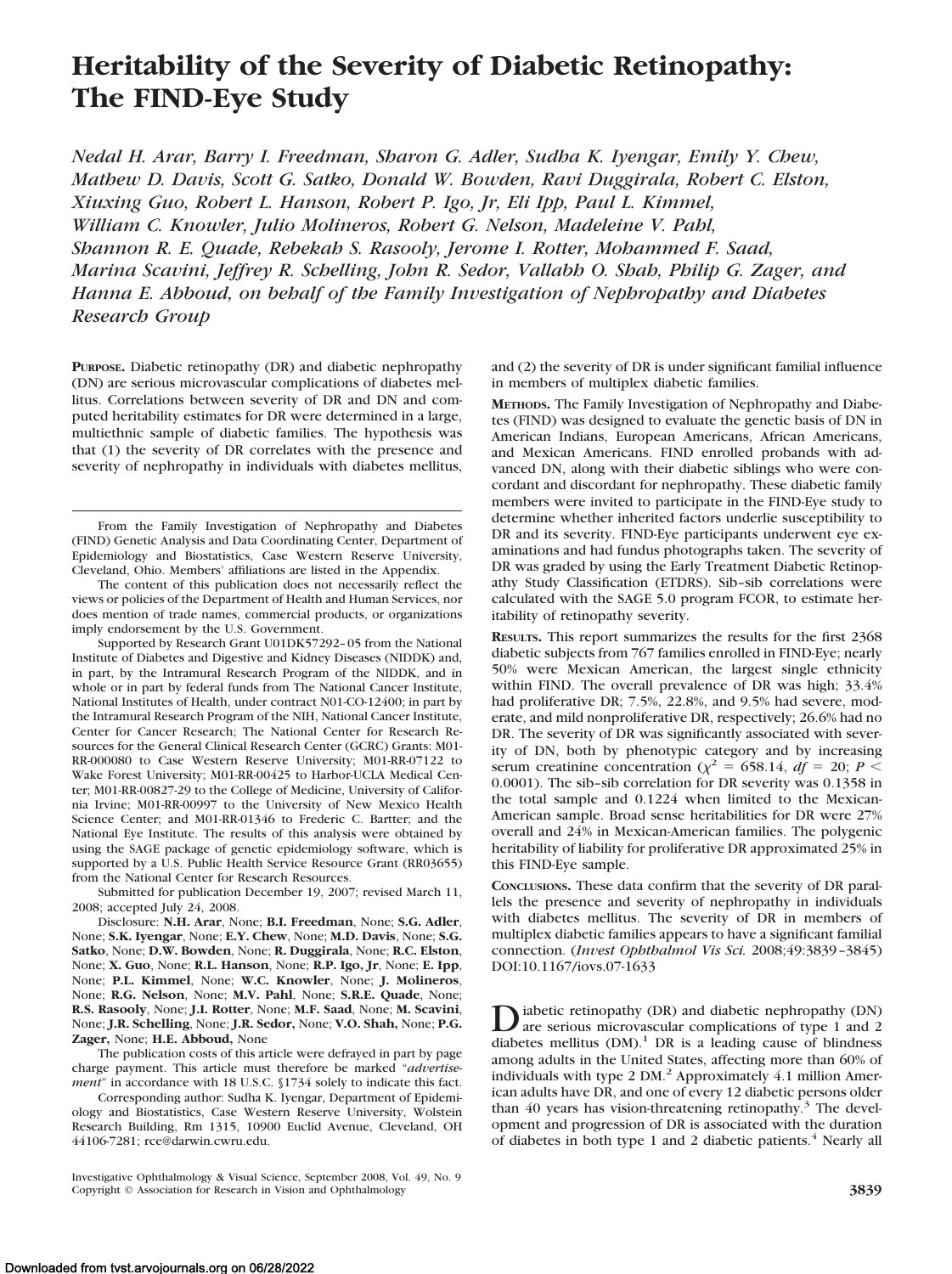# Heritability of the Severity of Diabetic Retinopathy: The FIND-Eye Study

*Nedal H. Arar, Barry I. Freedman, Sharon G. Adler, Sudha K. Iyengar, Emily Y. Chew, Mathew D. Davis, Scott G. Satko, Donald W. Bowden, Ravi Duggirala, Robert C. Elston, Xiuxing Guo, Robert L. Hanson, Robert P. Igo, Jr, Eli Ipp, Paul L. Kimmel, William C. Knowler, Julio Molineros, Robert G. Nelson, Madeleine V. Pahl, Shannon R. E. Quade, Rebekah S. Rasooly, Jerome I. Rotter, Mohammed F. Saad, Marina Scavini, Jeffrey R. Schelling, John R. Sedor, Vallabh O. Shah, Philip G. Zager, and Hanna E. Abboud, on behalf of the Family Investigation of Nephropathy and Diabetes Research Group*

**PURPOSE.** Diabetic retinopathy (DR) and diabetic nephropathy (DN) are serious microvascular complications of diabetes mellitus. Correlations between severity of DR and DN and computed heritability estimates for DR were determined in a large, multiethnic sample of diabetic families. The hypothesis was that (1) the severity of DR correlates with the presence and severity of nephropathy in individuals with diabetes mellitus, and (2) the severity of DR is under significant familial influence in members of multiplex diabetic families.

**METHODS.** The Family Investigation of Nephropathy and Diabetes (FIND) was designed to evaluate the genetic basis of DN in American Indians, European Americans, African Americans, and Mexican Americans. FIND enrolled probands with advanced DN, along with their diabetic siblings who were concordant and discordant for nephropathy. These diabetic family members were invited to participate in the FIND-Eye study to determine whether inherited factors underlie susceptibility to DR and its severity. FIND-Eye participants underwent eye examinations and had fundus photographs taken. The severity of DR was graded by using the Early Treatment Diabetic Retinopathy Study Classification (ETDRS). Sib–sib correlations were calculated with the SAGE 5.0 program FCOR, to estimate heritability of retinopathy severity.

**RESULTS.** This report summarizes the results for the first 2368 diabetic subjects from 767 families enrolled in FIND-Eye; nearly 50% were Mexican American, the largest single ethnicity within FIND. The overall prevalence of DR was high; 33.4% had proliferative DR; 7.5%, 22.8%, and 9.5% had severe, moderate, and mild nonproliferative DR, respectively; 26.6% had no DR. The severity of DR was significantly associated with severity of DN, both by phenotypic category and by increasing serum creatinine concentration ($\chi^2 = 658.14$, $df = 20$; $P < 0.0001$). The sib–sib correlation for DR severity was 0.1358 in the total sample and 0.1224 when limited to the Mexican-American sample. Broad sense heritabilities for DR were 27% overall and 24% in Mexican-American families. The polygenic heritability of liability for proliferative DR approximated 25% in this FIND-Eye sample.

**CONCLUSIONS.** These data confirm that the severity of DR parallels the presence and severity of nephropathy in individuals with diabetes mellitus. The severity of DR in members of multiplex diabetic families appears to have a significant familial connection. (*Invest Ophthalmol Vis Sci.* 2008;49:3839–3845) DOI:10.1167/iovs.07-1633

From the Family Investigation of Nephropathy and Diabetes (FIND) Genetic Analysis and Data Coordinating Center, Department of Epidemiology and Biostatistics, Case Western Reserve University, Cleveland, Ohio. Members' affiliations are listed in the Appendix.

The content of this publication does not necessarily reflect the views or policies of the Department of Health and Human Services, nor does mention of trade names, commercial products, or organizations imply endorsement by the U.S. Government.

Supported by Research Grant U01DK57292–05 from the National Institute of Diabetes and Digestive and Kidney Diseases (NIDDK) and, in part, by the Intramural Research Program of the NIDDK, and in whole or in part by federal funds from The National Cancer Institute, National Institutes of Health, under contract N01-CO-12400; in part by the Intramural Research Program of the NIH, National Cancer Institute, Center for Cancer Research; The National Center for Research Resources for the General Clinical Research Center (GCRC) Grants: M01-RR-000080 to Case Western Reserve University; M01-RR-07122 to Wake Forest University; M01-RR-00425 to Harbor-UCLA Medical Center; M01-RR-00827-29 to the College of Medicine, University of California Irvine; M01-RR-00997 to the University of New Mexico Health Science Center; and M01-RR-01346 to Frederic C. Bartter; and the National Eye Institute. The results of this analysis were obtained by using the SAGE package of genetic epidemiology software, which is supported by a U.S. Public Health Service Resource Grant (RR03655) from the National Center for Research Resources.

Submitted for publication December 19, 2007; revised March 11, 2008; accepted July 24, 2008.

Disclosure: **N.H. Arar**, None; **B.I. Freedman**, None; **S.G. Adler**, None; **S.K. Iyengar**, None; **E.Y. Chew**, None; **M.D. Davis**, None; **S.G. Satko**, None; **D.W. Bowden**, None; **R. Duggirala**, None; **R.C. Elston**, None; **X. Guo**, None; **R.L. Hanson**, None; **R.P. Igo, Jr**, None; **E. Ipp**, None; **P.L. Kimmel**, None; **W.C. Knowler**, None; **J. Molineros**, None; **R.G. Nelson**, None; **M.V. Pahl**, None; **S.R.E. Quade**, None; **R.S. Rasooly**, None; **J.I. Rotter**, None; **M.F. Saad**, None; **M. Scavini**, None; **J.R. Schelling**, None; **J.R. Sedor,** None; **V.O. Shah,** None; **P.G. Zager,** None; **H.E. Abboud**, None

The publication costs of this article were defrayed in part by page charge payment. This article must therefore be marked "*advertisement*" in accordance with 18 U.S.C. §1734 solely to indicate this fact.

Corresponding author: Sudha K. Iyengar, Department of Epidemiology and Biostatistics, Case Western Reserve University, Wolstein Research Building, Rm 1315, 10900 Euclid Avenue, Cleveland, OH 44106-7281; rce@darwin.cwru.edu.

Diabetic retinopathy (DR) and diabetic nephropathy (DN) are serious microvascular complications of type 1 and 2 diabetes mellitus (DM).[1] DR is a leading cause of blindness among adults in the United States, affecting more than 60% of individuals with type 2 DM.[2] Approximately 4.1 million American adults have DR, and one of every 12 diabetic persons older than 40 years has vision-threatening retinopathy.[3] The development and progression of DR is associated with the duration of diabetes in both type 1 and 2 diabetic patients.[4] Nearly all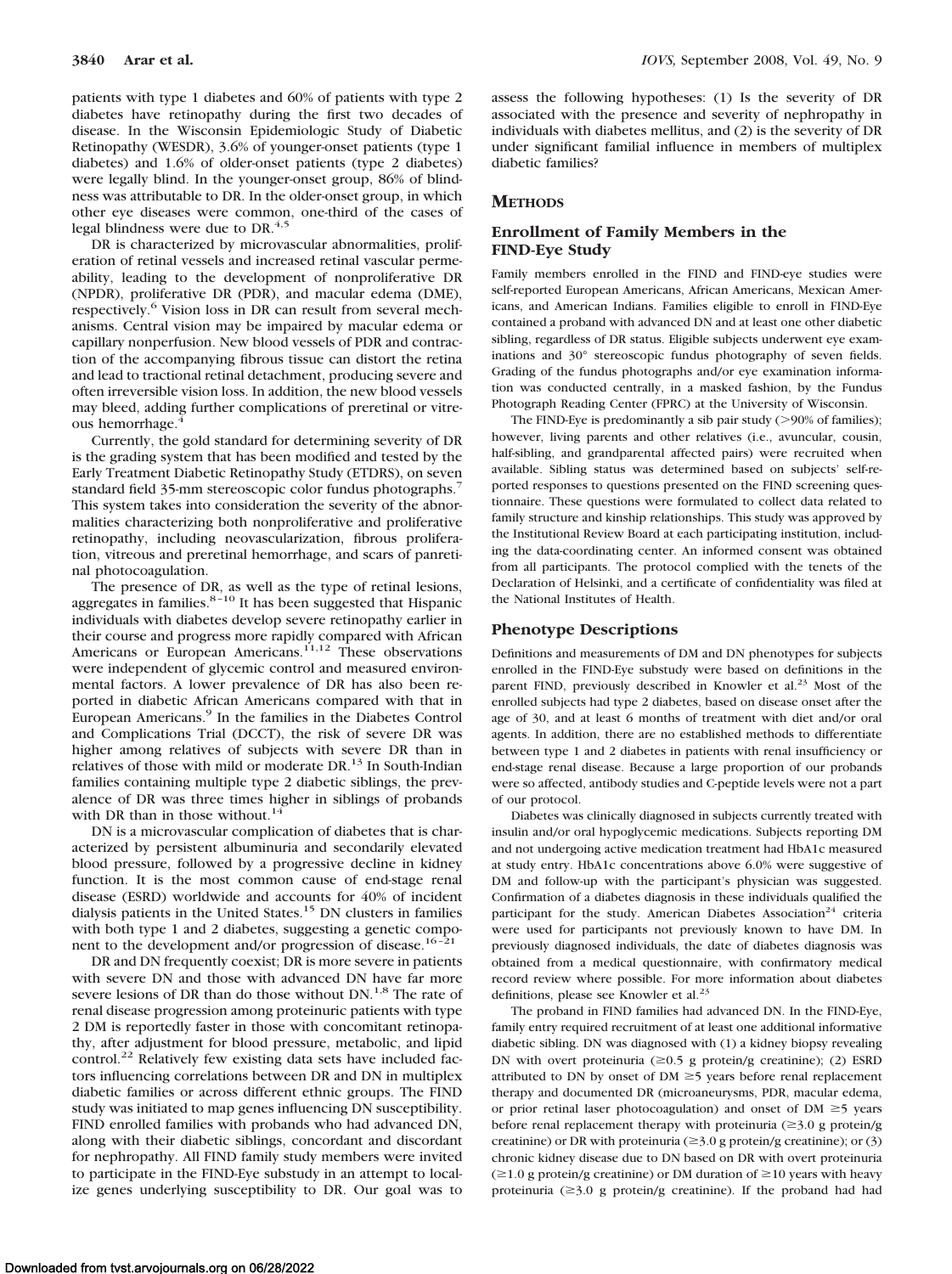patients with type 1 diabetes and 60% of patients with type 2 diabetes have retinopathy during the first two decades of disease. In the Wisconsin Epidemiologic Study of Diabetic Retinopathy (WESDR), 3.6% of younger-onset patients (type 1 diabetes) and 1.6% of older-onset patients (type 2 diabetes) were legally blind. In the younger-onset group, 86% of blindness was attributable to DR. In the older-onset group, in which other eye diseases were common, one-third of the cases of legal blindness were due to DR.[4,5]

DR is characterized by microvascular abnormalities, proliferation of retinal vessels and increased retinal vascular permeability, leading to the development of nonproliferative DR (NPDR), proliferative DR (PDR), and macular edema (DME), respectively.[6] Vision loss in DR can result from several mechanisms. Central vision may be impaired by macular edema or capillary nonperfusion. New blood vessels of PDR and contraction of the accompanying fibrous tissue can distort the retina and lead to tractional retinal detachment, producing severe and often irreversible vision loss. In addition, the new blood vessels may bleed, adding further complications of preretinal or vitreous hemorrhage.[4]

Currently, the gold standard for determining severity of DR is the grading system that has been modified and tested by the Early Treatment Diabetic Retinopathy Study (ETDRS), on seven standard field 35-mm stereoscopic color fundus photographs.[7] This system takes into consideration the severity of the abnormalities characterizing both nonproliferative and proliferative retinopathy, including neovascularization, fibrous proliferation, vitreous and preretinal hemorrhage, and scars of panretinal photocoagulation.

The presence of DR, as well as the type of retinal lesions, aggregates in families.[8–10] It has been suggested that Hispanic individuals with diabetes develop severe retinopathy earlier in their course and progress more rapidly compared with African Americans or European Americans.[11,12] These observations were independent of glycemic control and measured environmental factors. A lower prevalence of DR has also been reported in diabetic African Americans compared with that in European Americans.[9] In the families in the Diabetes Control and Complications Trial (DCCT), the risk of severe DR was higher among relatives of subjects with severe DR than in relatives of those with mild or moderate DR.[13] In South-Indian families containing multiple type 2 diabetic siblings, the prevalence of DR was three times higher in siblings of probands with DR than in those without.[14]

DN is a microvascular complication of diabetes that is characterized by persistent albuminuria and secondarily elevated blood pressure, followed by a progressive decline in kidney function. It is the most common cause of end-stage renal disease (ESRD) worldwide and accounts for 40% of incident dialysis patients in the United States.[15] DN clusters in families with both type 1 and 2 diabetes, suggesting a genetic component to the development and/or progression of disease.[16–21]

DR and DN frequently coexist; DR is more severe in patients with severe DN and those with advanced DN have far more severe lesions of DR than do those without DN.[1,8] The rate of renal disease progression among proteinuric patients with type 2 DM is reportedly faster in those with concomitant retinopathy, after adjustment for blood pressure, metabolic, and lipid control.[22] Relatively few existing data sets have included factors influencing correlations between DR and DN in multiplex diabetic families or across different ethnic groups. The FIND study was initiated to map genes influencing DN susceptibility. FIND enrolled families with probands who had advanced DN, along with their diabetic siblings, concordant and discordant for nephropathy. All FIND family study members were invited to participate in the FIND-Eye substudy in an attempt to localize genes underlying susceptibility to DR. Our goal was to assess the following hypotheses: (1) Is the severity of DR associated with the presence and severity of nephropathy in individuals with diabetes mellitus, and (2) is the severity of DR under significant familial influence in members of multiplex diabetic families?

## Methods

### Enrollment of Family Members in the FIND-Eye Study

Family members enrolled in the FIND and FIND-eye studies were self-reported European Americans, African Americans, Mexican Americans, and American Indians. Families eligible to enroll in FIND-Eye contained a proband with advanced DN and at least one other diabetic sibling, regardless of DR status. Eligible subjects underwent eye examinations and 30° stereoscopic fundus photography of seven fields. Grading of the fundus photographs and/or eye examination information was conducted centrally, in a masked fashion, by the Fundus Photograph Reading Center (FPRC) at the University of Wisconsin.

The FIND-Eye is predominantly a sib pair study (>90% of families); however, living parents and other relatives (i.e., avuncular, cousin, half-sibling, and grandparental affected pairs) were recruited when available. Sibling status was determined based on subjects' self-reported responses to questions presented on the FIND screening questionnaire. These questions were formulated to collect data related to family structure and kinship relationships. This study was approved by the Institutional Review Board at each participating institution, including the data-coordinating center. An informed consent was obtained from all participants. The protocol complied with the tenets of the Declaration of Helsinki, and a certificate of confidentiality was filed at the National Institutes of Health.

### Phenotype Descriptions

Definitions and measurements of DM and DN phenotypes for subjects enrolled in the FIND-Eye substudy were based on definitions in the parent FIND, previously described in Knowler et al.[23] Most of the enrolled subjects had type 2 diabetes, based on disease onset after the age of 30, and at least 6 months of treatment with diet and/or oral agents. In addition, there are no established methods to differentiate between type 1 and 2 diabetes in patients with renal insufficiency or end-stage renal disease. Because a large proportion of our probands were so affected, antibody studies and C-peptide levels were not a part of our protocol.

Diabetes was clinically diagnosed in subjects currently treated with insulin and/or oral hypoglycemic medications. Subjects reporting DM and not undergoing active medication treatment had HbA1c measured at study entry. HbA1c concentrations above 6.0% were suggestive of DM and follow-up with the participant's physician was suggested. Confirmation of a diabetes diagnosis in these individuals qualified the participant for the study. American Diabetes Association[24] criteria were used for participants not previously known to have DM. In previously diagnosed individuals, the date of diabetes diagnosis was obtained from a medical questionnaire, with confirmatory medical record review where possible. For more information about diabetes definitions, please see Knowler et al.[23]

The proband in FIND families had advanced DN. In the FIND-Eye, family entry required recruitment of at least one additional informative diabetic sibling. DN was diagnosed with (1) a kidney biopsy revealing DN with overt proteinuria (≥0.5 g protein/g creatinine); (2) ESRD attributed to DN by onset of DM ≥5 years before renal replacement therapy and documented DR (microaneurysms, PDR, macular edema, or prior retinal laser photocoagulation) and onset of DM ≥5 years before renal replacement therapy with proteinuria (≥3.0 g protein/g creatinine) or DR with proteinuria (≥3.0 g protein/g creatinine); or (3) chronic kidney disease due to DN based on DR with overt proteinuria (≥1.0 g protein/g creatinine) or DM duration of ≥10 years with heavy proteinuria (≥3.0 g protein/g creatinine). If the proband had had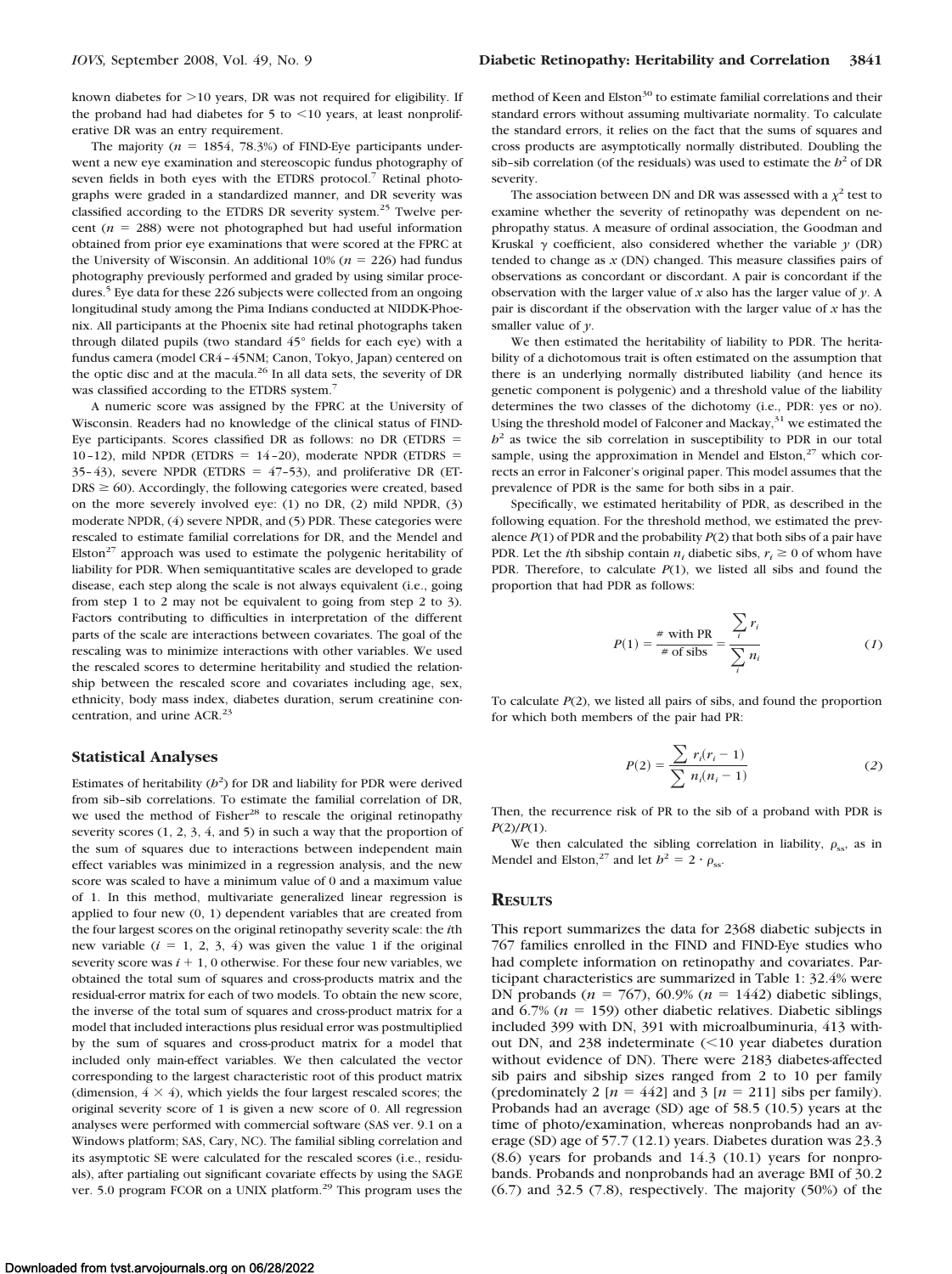known diabetes for >10 years, DR was not required for eligibility. If the proband had had diabetes for 5 to <10 years, at least nonproliferative DR was an entry requirement.

The majority ($n$ = 1854, 78.3%) of FIND-Eye participants underwent a new eye examination and stereoscopic fundus photography of seven fields in both eyes with the ETDRS protocol.[7] Retinal photographs were graded in a standardized manner, and DR severity was classified according to the ETDRS DR severity system.[25] Twelve percent ($n$ = 288) were not photographed but had useful information obtained from prior eye examinations that were scored at the FPRC at the University of Wisconsin. An additional 10% ($n$ = 226) had fundus photography previously performed and graded by using similar procedures.[5] Eye data for these 226 subjects were collected from an ongoing longitudinal study among the Pima Indians conducted at NIDDK-Phoenix. All participants at the Phoenix site had retinal photographs taken through dilated pupils (two standard 45° fields for each eye) with a fundus camera (model CR4–45NM; Canon, Tokyo, Japan) centered on the optic disc and at the macula.[26] In all data sets, the severity of DR was classified according to the ETDRS system.[7]

A numeric score was assigned by the FPRC at the University of Wisconsin. Readers had no knowledge of the clinical status of FIND-Eye participants. Scores classified DR as follows: no DR (ETDRS = 10–12), mild NPDR (ETDRS = 14–20), moderate NPDR (ETDRS = 35–43), severe NPDR (ETDRS = 47–53), and proliferative DR (ETDRS ≥ 60). Accordingly, the following categories were created, based on the more severely involved eye: (1) no DR, (2) mild NPDR, (3) moderate NPDR, (4) severe NPDR, and (5) PDR. These categories were rescaled to estimate familial correlations for DR, and the Mendel and Elston[27] approach was used to estimate the polygenic heritability of liability for PDR. When semiquantitative scales are developed to grade disease, each step along the scale is not always equivalent (i.e., going from step 1 to 2 may not be equivalent to going from step 2 to 3). Factors contributing to difficulties in interpretation of the different parts of the scale are interactions between covariates. The goal of the rescaling was to minimize interactions with other variables. We used the rescaled scores to determine heritability and studied the relationship between the rescaled score and covariates including age, sex, ethnicity, body mass index, diabetes duration, serum creatinine concentration, and urine ACR.[23]

## Statistical Analyses

Estimates of heritability ($h^2$) for DR and liability for PDR were derived from sib–sib correlations. To estimate the familial correlation of DR, we used the method of Fisher[28] to rescale the original retinopathy severity scores (1, 2, 3, 4, and 5) in such a way that the proportion of the sum of squares due to interactions between independent main effect variables was minimized in a regression analysis, and the new score was scaled to have a minimum value of 0 and a maximum value of 1. In this method, multivariate generalized linear regression is applied to four new (0, 1) dependent variables that are created from the four largest scores on the original retinopathy severity scale: the $i$th new variable ($i$ = 1, 2, 3, 4) was given the value 1 if the original severity score was $i + 1$, 0 otherwise. For these four new variables, we obtained the total sum of squares and cross-products matrix and the residual-error matrix for each of two models. To obtain the new score, the inverse of the total sum of squares and cross-product matrix for a model that included interactions plus residual error was postmultiplied by the sum of squares and cross-product matrix for a model that included only main-effect variables. We then calculated the vector corresponding to the largest characteristic root of this product matrix (dimension, 4 × 4), which yields the four largest rescaled scores; the original severity score of 1 is given a new score of 0. All regression analyses were performed with commercial software (SAS ver. 9.1 on a Windows platform; SAS, Cary, NC). The familial sibling correlation and its asymptotic SE were calculated for the rescaled scores (i.e., residuals), after partialing out significant covariate effects by using the SAGE ver. 5.0 program FCOR on a UNIX platform.[29] This program uses the method of Keen and Elston[30] to estimate familial correlations and their standard errors without assuming multivariate normality. To calculate the standard errors, it relies on the fact that the sums of squares and cross products are asymptotically normally distributed. Doubling the sib–sib correlation (of the residuals) was used to estimate the $h^2$ of DR severity.

The association between DN and DR was assessed with a $\chi^2$ test to examine whether the severity of retinopathy was dependent on nephropathy status. A measure of ordinal association, the Goodman and Kruskal $\gamma$ coefficient, also considered whether the variable $y$ (DR) tended to change as $x$ (DN) changed. This measure classifies pairs of observations as concordant or discordant. A pair is concordant if the observation with the larger value of $x$ also has the larger value of $y$. A pair is discordant if the observation with the larger value of $x$ has the smaller value of $y$.

We then estimated the heritability of liability to PDR. The heritability of a dichotomous trait is often estimated on the assumption that there is an underlying normally distributed liability (and hence its genetic component is polygenic) and a threshold value of the liability determines the two classes of the dichotomy (i.e., PDR: yes or no). Using the threshold model of Falconer and Mackay,[31] we estimated the $h^2$ as twice the sib correlation in susceptibility to PDR in our total sample, using the approximation in Mendel and Elston,[27] which corrects an error in Falconer's original paper. This model assumes that the prevalence of PDR is the same for both sibs in a pair.

Specifically, we estimated heritability of PDR, as described in the following equation. For the threshold method, we estimated the prevalence $P(1)$ of PDR and the probability $P(2)$ that both sibs of a pair have PDR. Let the $i$th sibship contain $n_i$ diabetic sibs, $r_i \geq 0$ of whom have PDR. Therefore, to calculate $P(1)$, we listed all sibs and found the proportion that had PDR as follows:

$$P(1) = \frac{\text{\# with PR}}{\text{\# of sibs}} = \frac{\sum_i r_i}{\sum_i n_i} \quad (1)$$

To calculate $P(2)$, we listed all pairs of sibs, and found the proportion for which both members of the pair had PR:

$$P(2) = \frac{\sum r_i(r_i - 1)}{\sum n_i(n_i - 1)} \quad (2)$$

Then, the recurrence risk of PR to the sib of a proband with PDR is $P(2)/P(1)$.

We then calculated the sibling correlation in liability, $\rho_{ss}$, as in Mendel and Elston,[27] and let $h^2 = 2 \cdot \rho_{ss}$.

## Results

This report summarizes the data for 2368 diabetic subjects in 767 families enrolled in the FIND and FIND-Eye studies who had complete information on retinopathy and covariates. Participant characteristics are summarized in Table 1: 32.4% were DN probands ($n$ = 767), 60.9% ($n$ = 1442) diabetic siblings, and 6.7% ($n$ = 159) other diabetic relatives. Diabetic siblings included 399 with DN, 391 with microalbuminuria, 413 without DN, and 238 indeterminate (<10 year diabetes duration without evidence of DN). There were 2183 diabetes-affected sib pairs and sibship sizes ranged from 2 to 10 per family (predominately 2 [$n$ = 442] and 3 [$n$ = 211] sibs per family). Probands had an average (SD) age of 58.5 (10.5) years at the time of photo/examination, whereas nonprobands had an average (SD) age of 57.7 (12.1) years. Diabetes duration was 23.3 (8.6) years for probands and 14.3 (10.1) years for nonprobands. Probands and nonprobands had an average BMI of 30.2 (6.7) and 32.5 (7.8), respectively. The majority (50%) of the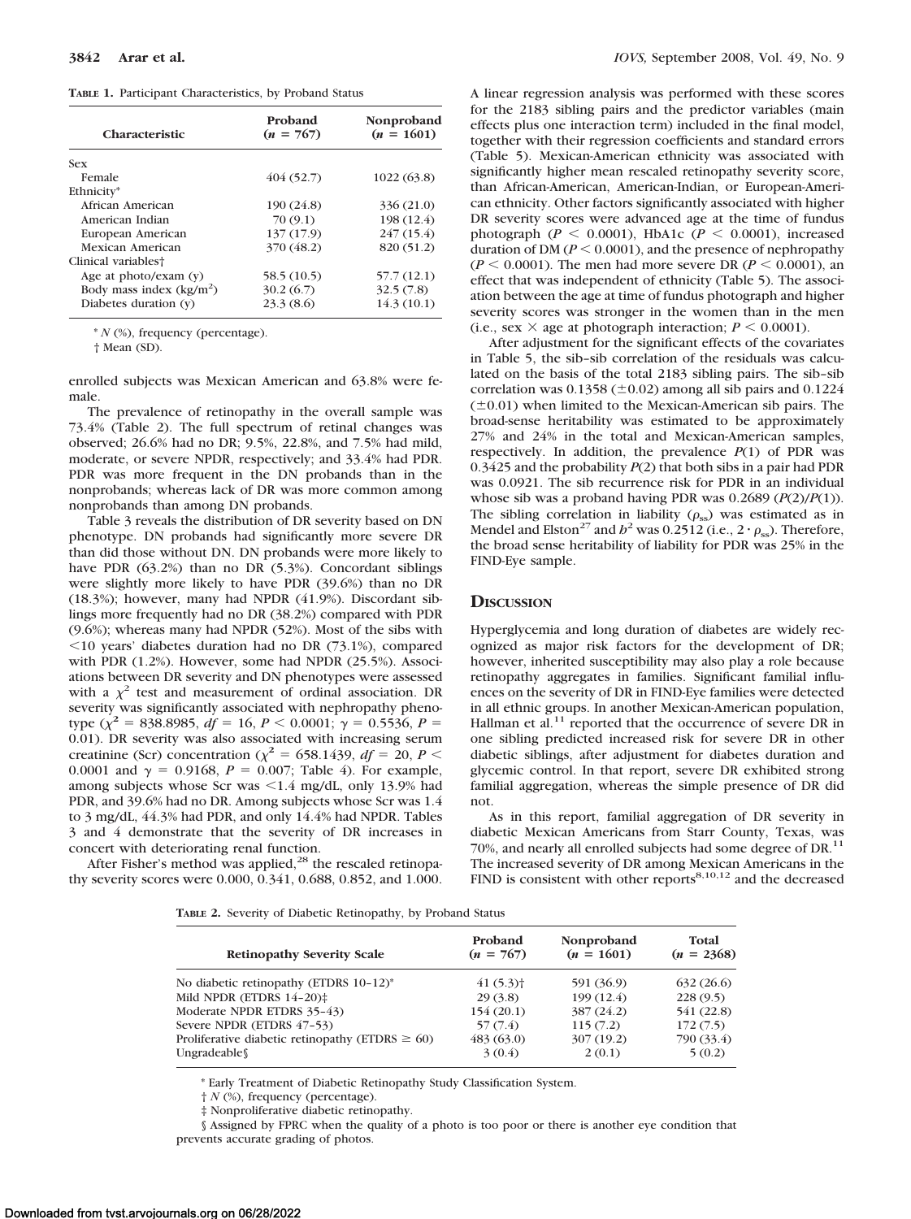**TABLE 1.** Participant Characteristics, by Proband Status

| Characteristic | Proband ($n$ = 767) | Nonproband ($n$ = 1601) |
|---|---|---|
| Sex | | |
| Female | 404 (52.7) | 1022 (63.8) |
| Ethnicity* | | |
| African American | 190 (24.8) | 336 (21.0) |
| American Indian | 70 (9.1) | 198 (12.4) |
| European American | 137 (17.9) | 247 (15.4) |
| Mexican American | 370 (48.2) | 820 (51.2) |
| Clinical variables† | | |
| Age at photo/exam (y) | 58.5 (10.5) | 57.7 (12.1) |
| Body mass index (kg/m$^2$) | 30.2 (6.7) | 32.5 (7.8) |
| Diabetes duration (y) | 23.3 (8.6) | 14.3 (10.1) |

* $N$ (%), frequency (percentage).

† Mean (SD).

enrolled subjects was Mexican American and 63.8% were female.

The prevalence of retinopathy in the overall sample was 73.4% (Table 2). The full spectrum of retinal changes was observed; 26.6% had no DR; 9.5%, 22.8%, and 7.5% had mild, moderate, or severe NPDR, respectively; and 33.4% had PDR. PDR was more frequent in the DN probands than in the nonprobands; whereas lack of DR was more common among nonprobands than among DN probands.

Table 3 reveals the distribution of DR severity based on DN phenotype. DN probands had significantly more severe DR than did those without DN. DN probands were more likely to have PDR (63.2%) than no DR (5.3%). Concordant siblings were slightly more likely to have PDR (39.6%) than no DR (18.3%); however, many had NPDR (41.9%). Discordant siblings more frequently had no DR (38.2%) compared with PDR (9.6%); whereas many had NPDR (52%). Most of the sibs with <10 years' diabetes duration had no DR (73.1%), compared with PDR (1.2%). However, some had NPDR (25.5%). Associations between DR severity and DN phenotypes were assessed with a $\chi^2$ test and measurement of ordinal association. DR severity was significantly associated with nephropathy phenotype ($\chi^2$ = 838.8985, $df$ = 16, $P$ < 0.0001; $\gamma$ = 0.5536, $P$ = 0.01). DR severity was also associated with increasing serum creatinine (Scr) concentration ($\chi^2$ = 658.1439, $df$ = 20, $P$ < 0.0001 and $\gamma$ = 0.9168, $P$ = 0.007; Table 4). For example, among subjects whose Scr was <1.4 mg/dL, only 13.9% had PDR, and 39.6% had no DR. Among subjects whose Scr was 1.4 to 3 mg/dL, 44.3% had PDR, and only 14.4% had NPDR. Tables 3 and 4 demonstrate that the severity of DR increases in concert with deteriorating renal function.

After Fisher's method was applied,[28] the rescaled retinopathy severity scores were 0.000, 0.341, 0.688, 0.852, and 1.000. A linear regression analysis was performed with these scores for the 2183 sibling pairs and the predictor variables (main effects plus one interaction term) included in the final model, together with their regression coefficients and standard errors (Table 5). Mexican-American ethnicity was associated with significantly higher mean rescaled retinopathy severity score, than African-American, American-Indian, or European-American ethnicity. Other factors significantly associated with higher DR severity scores were advanced age at the time of fundus photograph ($P$ < 0.0001), HbA1c ($P$ < 0.0001), increased duration of DM ($P$ < 0.0001), and the presence of nephropathy ($P$ < 0.0001). The men had more severe DR ($P$ < 0.0001), an effect that was independent of ethnicity (Table 5). The association between the age at time of fundus photograph and higher severity scores was stronger in the women than in the men (i.e., sex × age at photograph interaction; $P$ < 0.0001).

After adjustment for the significant effects of the covariates in Table 5, the sib–sib correlation of the residuals was calculated on the basis of the total 2183 sibling pairs. The sib–sib correlation was 0.1358 (±0.02) among all sib pairs and 0.1224 (±0.01) when limited to the Mexican-American sib pairs. The broad-sense heritability was estimated to be approximately 27% and 24% in the total and Mexican-American samples, respectively. In addition, the prevalence $P(1)$ of PDR was 0.3425 and the probability $P(2)$ that both sibs in a pair had PDR was 0.0921. The sib recurrence risk for PDR in an individual whose sib was a proband having PDR was 0.2689 ($P(2)/P(1)$). The sibling correlation in liability ($\rho_{ss}$) was estimated as in Mendel and Elston[27] and $h^2$ was 0.2512 (i.e., $2 \cdot \rho_{ss}$). Therefore, the broad sense heritability of liability for PDR was 25% in the FIND-Eye sample.

## Discussion

Hyperglycemia and long duration of diabetes are widely recognized as major risk factors for the development of DR; however, inherited susceptibility may also play a role because retinopathy aggregates in families. Significant familial influences on the severity of DR in FIND-Eye families were detected in all ethnic groups. In another Mexican-American population, Hallman et al.[11] reported that the occurrence of severe DR in one sibling predicted increased risk for severe DR in other diabetic siblings, after adjustment for diabetes duration and glycemic control. In that report, severe DR exhibited strong familial aggregation, whereas the simple presence of DR did not.

As in this report, familial aggregation of DR severity in diabetic Mexican Americans from Starr County, Texas, was 70%, and nearly all enrolled subjects had some degree of DR.[11] The increased severity of DR among Mexican Americans in the FIND is consistent with other reports[8,10,12] and the decreased

**TABLE 2.** Severity of Diabetic Retinopathy, by Proband Status

| Retinopathy Severity Scale | Proband ($n$ = 767) | Nonproband ($n$ = 1601) | Total ($n$ = 2368) |
|---|---|---|---|
| No diabetic retinopathy (ETDRS 10–12)* | 41 (5.3)† | 591 (36.9) | 632 (26.6) |
| Mild NPDR (ETDRS 14–20)‡ | 29 (3.8) | 199 (12.4) | 228 (9.5) |
| Moderate NPDR ETDRS 35–43) | 154 (20.1) | 387 (24.2) | 541 (22.8) |
| Severe NPDR (ETDRS 47–53) | 57 (7.4) | 115 (7.2) | 172 (7.5) |
| Proliferative diabetic retinopathy (ETDRS ≥ 60) | 483 (63.0) | 307 (19.2) | 790 (33.4) |
| Ungradeable§ | 3 (0.4) | 2 (0.1) | 5 (0.2) |

* Early Treatment of Diabetic Retinopathy Study Classification System.

† $N$ (%), frequency (percentage).

‡ Nonproliferative diabetic retinopathy.

§ Assigned by FPRC when the quality of a photo is too poor or there is another eye condition that prevents accurate grading of photos.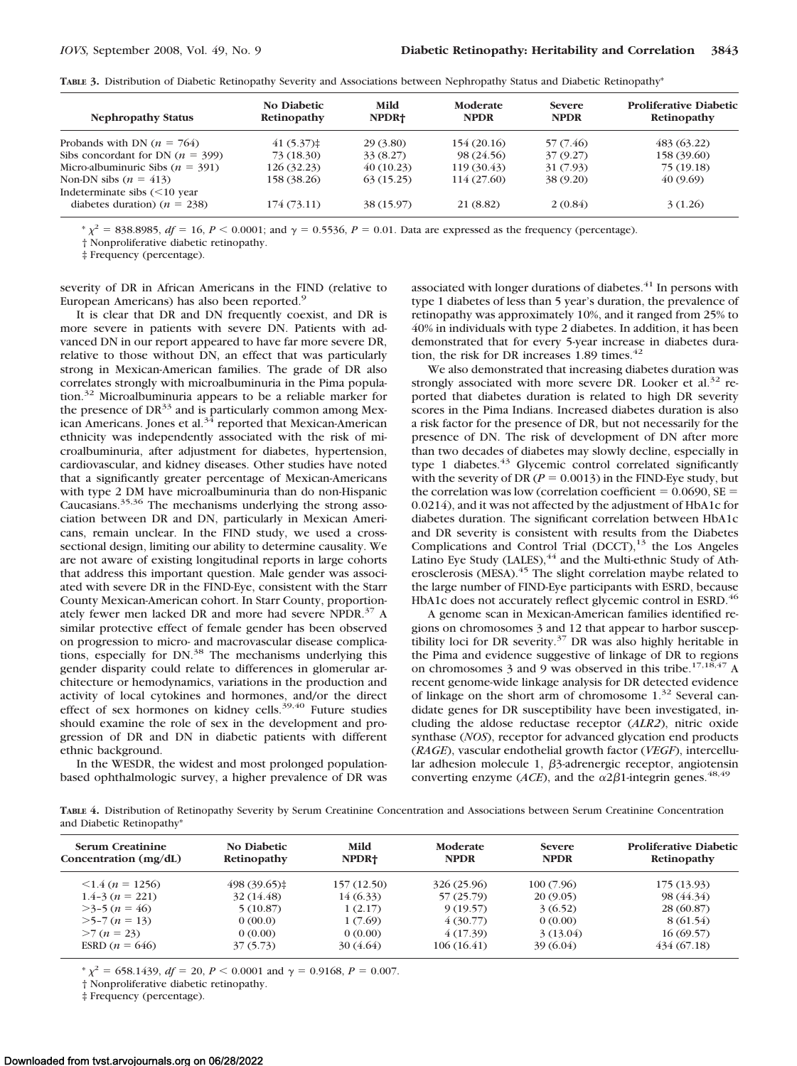**TABLE 3.** Distribution of Diabetic Retinopathy Severity and Associations between Nephropathy Status and Diabetic Retinopathy*

| Nephropathy Status | No Diabetic Retinopathy | Mild NPDR† | Moderate NPDR | Severe NPDR | Proliferative Diabetic Retinopathy |
|---|---|---|---|---|---|
| Probands with DN ($n$ = 764) | 41 (5.37)‡ | 29 (3.80) | 154 (20.16) | 57 (7.46) | 483 (63.22) |
| Sibs concordant for DN ($n$ = 399) | 73 (18.30) | 33 (8.27) | 98 (24.56) | 37 (9.27) | 158 (39.60) |
| Micro-albuminuric Sibs ($n$ = 391) | 126 (32.23) | 40 (10.23) | 119 (30.43) | 31 (7.93) | 75 (19.18) |
| Non-DN sibs ($n$ = 413) | 158 (38.26) | 63 (15.25) | 114 (27.60) | 38 (9.20) | 40 (9.69) |
| Indeterminate sibs (<10 year diabetes duration) ($n$ = 238) | 174 (73.11) | 38 (15.97) | 21 (8.82) | 2 (0.84) | 3 (1.26) |

* $\chi^2$ = 838.8985, $df$ = 16, $P$ < 0.0001; and $\gamma$ = 0.5536, $P$ = 0.01. Data are expressed as the frequency (percentage).

† Nonproliferative diabetic retinopathy.

‡ Frequency (percentage).

severity of DR in African Americans in the FIND (relative to European Americans) has also been reported.[9]

It is clear that DR and DN frequently coexist, and DR is more severe in patients with severe DN. Patients with advanced DN in our report appeared to have far more severe DR, relative to those without DN, an effect that was particularly strong in Mexican-American families. The grade of DR also correlates strongly with microalbuminuria in the Pima population.[32] Microalbuminuria appears to be a reliable marker for the presence of DR[33] and is particularly common among Mexican Americans. Jones et al.[34] reported that Mexican-American ethnicity was independently associated with the risk of microalbuminuria, after adjustment for diabetes, hypertension, cardiovascular, and kidney diseases. Other studies have noted that a significantly greater percentage of Mexican-Americans with type 2 DM have microalbuminuria than do non-Hispanic Caucasians.[35,36] The mechanisms underlying the strong association between DR and DN, particularly in Mexican Americans, remain unclear. In the FIND study, we used a cross-sectional design, limiting our ability to determine causality. We are not aware of existing longitudinal reports in large cohorts that address this important question. Male gender was associated with severe DR in the FIND-Eye, consistent with the Starr County Mexican-American cohort. In Starr County, proportionately fewer men lacked DR and more had severe NPDR.[37] A similar protective effect of female gender has been observed on progression to micro- and macrovascular disease complications, especially for DN.[38] The mechanisms underlying this gender disparity could relate to differences in glomerular architecture or hemodynamics, variations in the production and activity of local cytokines and hormones, and/or the direct effect of sex hormones on kidney cells.[39,40] Future studies should examine the role of sex in the development and progression of DR and DN in diabetic patients with different ethnic background.

In the WESDR, the widest and most prolonged population-based ophthalmologic survey, a higher prevalence of DR was associated with longer durations of diabetes.[41] In persons with type 1 diabetes of less than 5 year's duration, the prevalence of retinopathy was approximately 10%, and it ranged from 25% to 40% in individuals with type 2 diabetes. In addition, it has been demonstrated that for every 5-year increase in diabetes duration, the risk for DR increases 1.89 times.[42]

We also demonstrated that increasing diabetes duration was strongly associated with more severe DR. Looker et al.[32] reported that diabetes duration is related to high DR severity scores in the Pima Indians. Increased diabetes duration is also a risk factor for the presence of DR, but not necessarily for the presence of DN. The risk of development of DN after more than two decades of diabetes may slowly decline, especially in type 1 diabetes.[43] Glycemic control correlated significantly with the severity of DR ($P$ = 0.0013) in the FIND-Eye study, but the correlation was low (correlation coefficient = 0.0690, SE = 0.0214), and it was not affected by the adjustment of HbA1c for diabetes duration. The significant correlation between HbA1c and DR severity is consistent with results from the Diabetes Complications and Control Trial (DCCT),[13] the Los Angeles Latino Eye Study (LALES),[44] and the Multi-ethnic Study of Atherosclerosis (MESA).[45] The slight correlation maybe related to the large number of FIND-Eye participants with ESRD, because HbA1c does not accurately reflect glycemic control in ESRD.[46]

A genome scan in Mexican-American families identified regions on chromosomes 3 and 12 that appear to harbor susceptibility loci for DR severity.[37] DR was also highly heritable in the Pima and evidence suggestive of linkage of DR to regions on chromosomes 3 and 9 was observed in this tribe.[17,18,47] A recent genome-wide linkage analysis for DR detected evidence of linkage on the short arm of chromosome 1.[32] Several candidate genes for DR susceptibility have been investigated, including the aldose reductase receptor (*ALR2*), nitric oxide synthase (*NOS*), receptor for advanced glycation end products (*RAGE*), vascular endothelial growth factor (*VEGF*), intercellular adhesion molecule 1, $\beta$3-adrenergic receptor, angiotensin converting enzyme (*ACE*), and the $\alpha 2\beta 1$-integrin genes.[48,49]

**TABLE 4.** Distribution of Retinopathy Severity by Serum Creatinine Concentration and Associations between Serum Creatinine Concentration and Diabetic Retinopathy*

| Serum Creatinine Concentration (mg/dL) | No Diabetic Retinopathy | Mild NPDR† | Moderate NPDR | Severe NPDR | Proliferative Diabetic Retinopathy |
|---|---|---|---|---|---|
| <1.4 ($n$ = 1256) | 498 (39.65)‡ | 157 (12.50) | 326 (25.96) | 100 (7.96) | 175 (13.93) |
| 1.4–3 ($n$ = 221) | 32 (14.48) | 14 (6.33) | 57 (25.79) | 20 (9.05) | 98 (44.34) |
| >3–5 ($n$ = 46) | 5 (10.87) | 1 (2.17) | 9 (19.57) | 3 (6.52) | 28 (60.87) |
| >5–7 ($n$ = 13) | 0 (00.0) | 1 (7.69) | 4 (30.77) | 0 (0.00) | 8 (61.54) |
| >7 ($n$ = 23) | 0 (0.00) | 0 (0.00) | 4 (17.39) | 3 (13.04) | 16 (69.57) |
| ESRD ($n$ = 646) | 37 (5.73) | 30 (4.64) | 106 (16.41) | 39 (6.04) | 434 (67.18) |

* $\chi^2$ = 658.1439, $df$ = 20, $P$ < 0.0001 and $\gamma$ = 0.9168, $P$ = 0.007.

† Nonproliferative diabetic retinopathy.

‡ Frequency (percentage).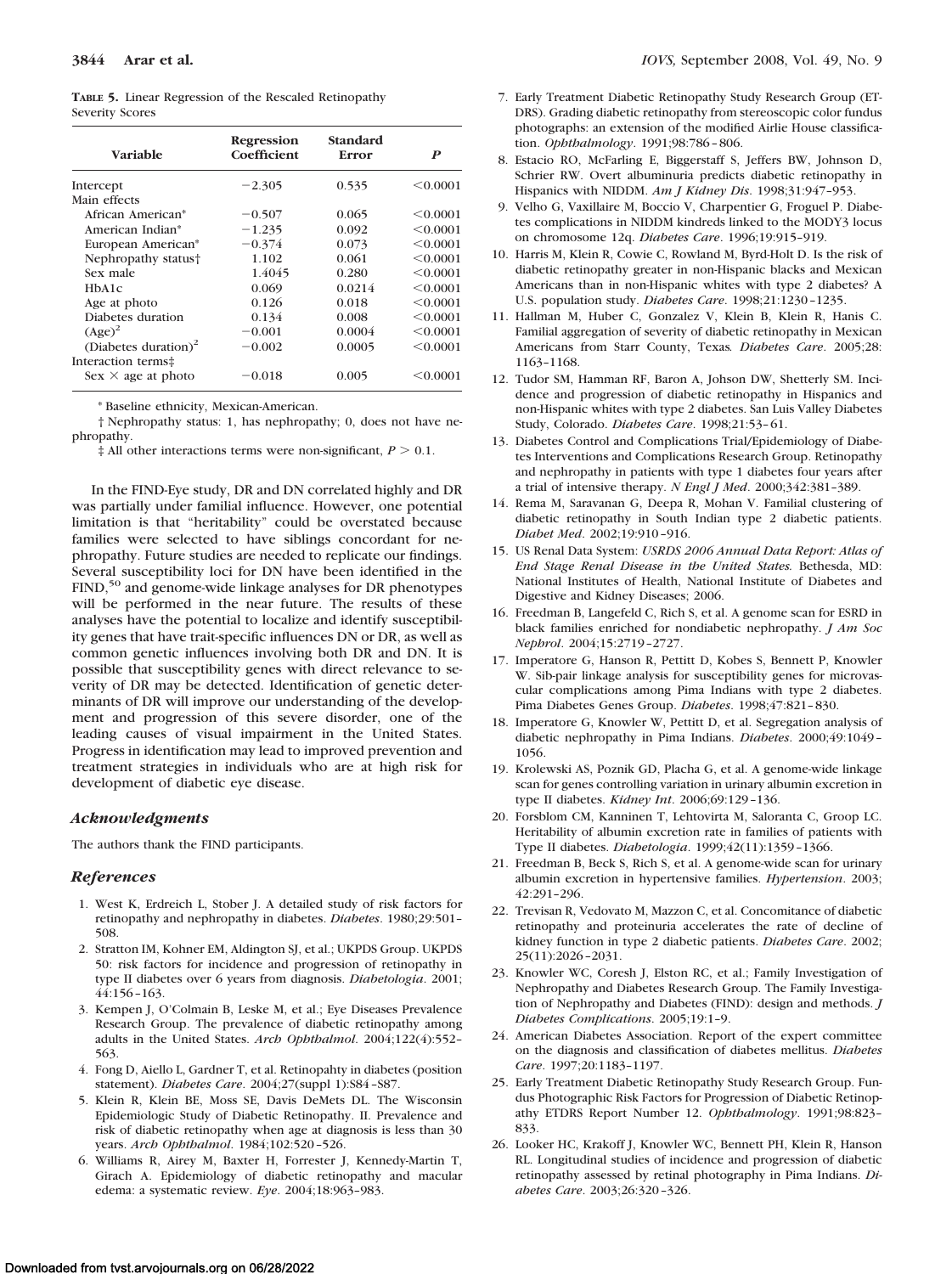**TABLE 5.** Linear Regression of the Rescaled Retinopathy Severity Scores

| Variable | Regression Coefficient | Standard Error | *P* |
|---|---|---|---|
| Intercept | −2.305 | 0.535 | <0.0001 |
| Main effects | | | |
| African American* | −0.507 | 0.065 | <0.0001 |
| American Indian* | −1.235 | 0.092 | <0.0001 |
| European American* | −0.374 | 0.073 | <0.0001 |
| Nephropathy status† | 1.102 | 0.061 | <0.0001 |
| Sex male | 1.4045 | 0.280 | <0.0001 |
| HbA1c | 0.069 | 0.0214 | <0.0001 |
| Age at photo | 0.126 | 0.018 | <0.0001 |
| Diabetes duration | 0.134 | 0.008 | <0.0001 |
| $(\text{Age})^2$ | −0.001 | 0.0004 | <0.0001 |
| $(\text{Diabetes duration})^2$ | −0.002 | 0.0005 | <0.0001 |
| Interaction terms‡ | | | |
| Sex × age at photo | −0.018 | 0.005 | <0.0001 |

* Baseline ethnicity, Mexican-American.

† Nephropathy status: 1, has nephropathy; 0, does not have nephropathy.

‡ All other interactions terms were non-significant, $P > 0.1$.

In the FIND-Eye study, DR and DN correlated highly and DR was partially under familial influence. However, one potential limitation is that "heritability" could be overstated because families were selected to have siblings concordant for nephropathy. Future studies are needed to replicate our findings. Several susceptibility loci for DN have been identified in the FIND,[50] and genome-wide linkage analyses for DR phenotypes will be performed in the near future. The results of these analyses have the potential to localize and identify susceptibility genes that have trait-specific influences DN or DR, as well as common genetic influences involving both DR and DN. It is possible that susceptibility genes with direct relevance to severity of DR may be detected. Identification of genetic determinants of DR will improve our understanding of the development and progression of this severe disorder, one of the leading causes of visual impairment in the United States. Progress in identification may lead to improved prevention and treatment strategies in individuals who are at high risk for development of diabetic eye disease.

### *Acknowledgments*

The authors thank the FIND participants.

### *References*

1. West K, Erdreich L, Stober J. A detailed study of risk factors for retinopathy and nephropathy in diabetes. *Diabetes*. 1980;29:501–508.
2. Stratton IM, Kohner EM, Aldington SJ, et al.; UKPDS Group. UKPDS 50: risk factors for incidence and progression of retinopathy in type II diabetes over 6 years from diagnosis. *Diabetologia*. 2001;44:156–163.
3. Kempen J, O'Colmain B, Leske M, et al.; Eye Diseases Prevalence Research Group. The prevalence of diabetic retinopathy among adults in the United States. *Arch Ophthalmol*. 2004;122(4):552–563.
4. Fong D, Aiello L, Gardner T, et al. Retinopahty in diabetes (position statement). *Diabetes Care*. 2004;27(suppl 1):S84–S87.
5. Klein R, Klein BE, Moss SE, Davis DeMets DL. The Wisconsin Epidemiologic Study of Diabetic Retinopathy. II. Prevalence and risk of diabetic retinopathy when age at diagnosis is less than 30 years. *Arch Ophthalmol*. 1984;102:520–526.
6. Williams R, Airey M, Baxter H, Forrester J, Kennedy-Martin T, Girach A. Epidemiology of diabetic retinopathy and macular edema: a systematic review. *Eye*. 2004;18:963–983.
7. Early Treatment Diabetic Retinopathy Study Research Group (ETDRS). Grading diabetic retinopathy from stereoscopic color fundus photographs: an extension of the modified Airlie House classification. *Ophthalmology*. 1991;98:786–806.
8. Estacio RO, McFarling E, Biggerstaff S, Jeffers BW, Johnson D, Schrier RW. Overt albuminuria predicts diabetic retinopathy in Hispanics with NIDDM. *Am J Kidney Dis*. 1998;31:947–953.
9. Velho G, Vaxillaire M, Boccio V, Charpentier G, Froguel P. Diabetes complications in NIDDM kindreds linked to the MODY3 locus on chromosome 12q. *Diabetes Care*. 1996;19:915–919.
10. Harris M, Klein R, Cowie C, Rowland M, Byrd-Holt D. Is the risk of diabetic retinopathy greater in non-Hispanic blacks and Mexican Americans than in non-Hispanic whites with type 2 diabetes? A U.S. population study. *Diabetes Care*. 1998;21:1230–1235.
11. Hallman M, Huber C, Gonzalez V, Klein B, Klein R, Hanis C. Familial aggregation of severity of diabetic retinopathy in Mexican Americans from Starr County, Texas. *Diabetes Care*. 2005;28:1163–1168.
12. Tudor SM, Hamman RF, Baron A, Johson DW, Shetterly SM. Incidence and progression of diabetic retinopathy in Hispanics and non-Hispanic whites with type 2 diabetes. San Luis Valley Diabetes Study, Colorado. *Diabetes Care*. 1998;21:53–61.
13. Diabetes Control and Complications Trial/Epidemiology of Diabetes Interventions and Complications Research Group. Retinopathy and nephropathy in patients with type 1 diabetes four years after a trial of intensive therapy. *N Engl J Med*. 2000;342:381–389.
14. Rema M, Saravanan G, Deepa R, Mohan V. Familial clustering of diabetic retinopathy in South Indian type 2 diabetic patients. *Diabet Med*. 2002;19:910–916.
15. US Renal Data System: *USRDS 2006 Annual Data Report: Atlas of End Stage Renal Disease in the United States.* Bethesda, MD: National Institutes of Health, National Institute of Diabetes and Digestive and Kidney Diseases; 2006.
16. Freedman B, Langefeld C, Rich S, et al. A genome scan for ESRD in black families enriched for nondiabetic nephropathy. *J Am Soc Nephrol*. 2004;15:2719–2727.
17. Imperatore G, Hanson R, Pettitt D, Kobes S, Bennett P, Knowler W. Sib-pair linkage analysis for susceptibility genes for microvascular complications among Pima Indians with type 2 diabetes. Pima Diabetes Genes Group. *Diabetes*. 1998;47:821–830.
18. Imperatore G, Knowler W, Pettitt D, et al. Segregation analysis of diabetic nephropathy in Pima Indians. *Diabetes*. 2000;49:1049–1056.
19. Krolewski AS, Poznik GD, Placha G, et al. A genome-wide linkage scan for genes controlling variation in urinary albumin excretion in type II diabetes. *Kidney Int*. 2006;69:129–136.
20. Forsblom CM, Kanninen T, Lehtovirta M, Saloranta C, Groop LC. Heritability of albumin excretion rate in families of patients with Type II diabetes. *Diabetologia*. 1999;42(11):1359–1366.
21. Freedman B, Beck S, Rich S, et al. A genome-wide scan for urinary albumin excretion in hypertensive families. *Hypertension*. 2003;42:291–296.
22. Trevisan R, Vedovato M, Mazzon C, et al. Concomitance of diabetic retinopathy and proteinuria accelerates the rate of decline of kidney function in type 2 diabetic patients. *Diabetes Care*. 2002;25(11):2026–2031.
23. Knowler WC, Coresh J, Elston RC, et al.; Family Investigation of Nephropathy and Diabetes Research Group. The Family Investigation of Nephropathy and Diabetes (FIND): design and methods. *J Diabetes Complications*. 2005;19:1–9.
24. American Diabetes Association. Report of the expert committee on the diagnosis and classification of diabetes mellitus. *Diabetes Care*. 1997;20:1183–1197.
25. Early Treatment Diabetic Retinopathy Study Research Group. Fundus Photographic Risk Factors for Progression of Diabetic Retinopathy ETDRS Report Number 12. *Ophthalmology*. 1991;98:823–833.
26. Looker HC, Krakoff J, Knowler WC, Bennett PH, Klein R, Hanson RL. Longitudinal studies of incidence and progression of diabetic retinopathy assessed by retinal photography in Pima Indians. *Diabetes Care*. 2003;26:320–326.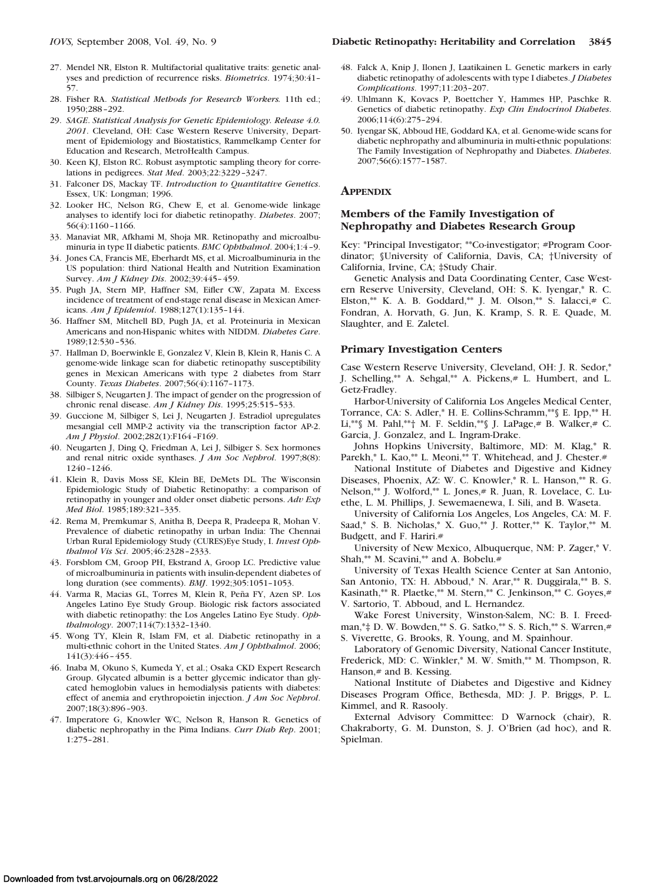27. Mendel NR, Elston R. Multifactorial qualitative traits: genetic analyses and prediction of recurrence risks. *Biometrics*. 1974;30:41–57.
28. Fisher RA. *Statistical Methods for Research Workers.* 11th ed.; 1950;288–292.
29. *SAGE. Statistical Analysis for Genetic Epidemiology. Release 4.0. 2001*. Cleveland, OH: Case Western Reserve University, Department of Epidemiology and Biostatistics, Rammelkamp Center for Education and Research, MetroHealth Campus.
30. Keen KJ, Elston RC. Robust asymptotic sampling theory for correlations in pedigrees. *Stat Med*. 2003;22:3229–3247.
31. Falconer DS, Mackay TF. *Introduction to Quantitative Genetics*. Essex, UK: Longman; 1996.
32. Looker HC, Nelson RG, Chew E, et al. Genome-wide linkage analyses to identify loci for diabetic retinopathy. *Diabetes*. 2007; 56(4):1160–1166.
33. Manaviat MR, Afkhami M, Shoja MR. Retinopathy and microalbuminuria in type II diabetic patients. *BMC Ophthalmol*. 2004;1:4–9.
34. Jones CA, Francis ME, Eberhardt MS, et al. Microalbuminuria in the US population: third National Health and Nutrition Examination Survey. *Am J Kidney Dis*. 2002;39:445–459.
35. Pugh JA, Stern MP, Haffner SM, Eifler CW, Zapata M. Excess incidence of treatment of end-stage renal disease in Mexican Americans. *Am J Epidemiol*. 1988;127(1):135–144.
36. Haffner SM, Mitchell BD, Pugh JA, et al. Proteinuria in Mexican Americans and non-Hispanic whites with NIDDM. *Diabetes Care*. 1989;12:530–536.
37. Hallman D, Boerwinkle E, Gonzalez V, Klein B, Klein R, Hanis C. A genome-wide linkage scan for diabetic retinopathy susceptibility genes in Mexican Americans with type 2 diabetes from Starr County. *Texas Diabetes*. 2007;56(4):1167–1173.
38. Silbiger S, Neugarten J. The impact of gender on the progression of chronic renal disease. *Am J Kidney Dis*. 1995;25:515–533.
39. Guccione M, Silbiger S, Lei J, Neugarten J. Estradiol upregulates mesangial cell MMP-2 activity via the transcription factor AP-2. *Am J Physiol*. 2002;282(1):F164–F169.
40. Neugarten J, Ding Q, Friedman A, Lei J, Silbiger S. Sex hormones and renal nitric oxide synthases. *J Am Soc Nephrol*. 1997;8(8): 1240–1246.
41. Klein R, Davis Moss SE, Klein BE, DeMets DL. The Wisconsin Epidemiologic Study of Diabetic Retinopathy: a comparison of retinopathy in younger and older onset diabetic persons. *Adv Exp Med Biol*. 1985;189:321–335.
42. Rema M, Premkumar S, Anitha B, Deepa R, Pradeepa R, Mohan V. Prevalence of diabetic retinopathy in urban India: The Chennai Urban Rural Epidemiology Study (CURES)Eye Study, I. *Invest Ophthalmol Vis Sci*. 2005;46:2328–2333.
43. Forsblom CM, Groop PH, Ekstrand A, Groop LC. Predictive value of microalbuminuria in patients with insulin-dependent diabetes of long duration (see comments). *BMJ*. 1992;305:1051–1053.
44. Varma R, Macias GL, Torres M, Klein R, Peña FY, Azen SP. Los Angeles Latino Eye Study Group. Biologic risk factors associated with diabetic retinopathy: the Los Angeles Latino Eye Study. *Ophthalmology*. 2007;114(7):1332–1340.
45. Wong TY, Klein R, Islam FM, et al. Diabetic retinopathy in a multi-ethnic cohort in the United States. *Am J Ophthalmol*. 2006; 141(3):446–455.
46. Inaba M, Okuno S, Kumeda Y, et al.; Osaka CKD Expert Research Group. Glycated albumin is a better glycemic indicator than glycated hemoglobin values in hemodialysis patients with diabetes: effect of anemia and erythropoietin injection. *J Am Soc Nephrol*. 2007;18(3):896–903.
47. Imperatore G, Knowler WC, Nelson R, Hanson R. Genetics of diabetic nephropathy in the Pima Indians. *Curr Diab Rep*. 2001; 1:275–281.
48. Falck A, Knip J, Ilonen J, Laatikainen L. Genetic markers in early diabetic retinopathy of adolescents with type I diabetes. *J Diabetes Complications*. 1997;11:203–207.
49. Uhlmann K, Kovacs P, Boettcher Y, Hammes HP, Paschke R. Genetics of diabetic retinopathy. *Exp Clin Endocrinol Diabetes*. 2006;114(6):275–294.
50. Iyengar SK, Abboud HE, Goddard KA, et al. Genome-wide scans for diabetic nephropathy and albuminuria in multi-ethnic populations: The Family Investigation of Nephropathy and Diabetes. *Diabetes*. 2007;56(6):1577–1587.

## APPENDIX

### Members of the Family Investigation of Nephropathy and Diabetes Research Group

Key: *Principal Investigator; **Co-investigator; #Program Coordinator; §University of California, Davis, CA; †University of California, Irvine, CA; ‡Study Chair.

Genetic Analysis and Data Coordinating Center, Case Western Reserve University, Cleveland, OH: S. K. Iyengar,* R. C. Elston,** K. A. B. Goddard,** J. M. Olson,** S. Ialacci,# C. Fondran, A. Horvath, G. Jun, K. Kramp, S. R. E. Quade, M. Slaughter, and E. Zaletel.

### Primary Investigation Centers

Case Western Reserve University, Cleveland, OH: J. R. Sedor,* J. Schelling,** A. Sehgal,** A. Pickens,# L. Humbert, and L. Getz-Fradley.

Harbor-University of California Los Angeles Medical Center, Torrance, CA: S. Adler,* H. E. Collins-Schramm,**§ E. Ipp,** H. Li,**§ M. Pahl,**† M. F. Seldin,**§ J. LaPage,# B. Walker,# C. Garcia, J. Gonzalez, and L. Ingram-Drake.

Johns Hopkins University, Baltimore, MD: M. Klag,* R. Parekh,* L. Kao,** L. Meoni,** T. Whitehead, and J. Chester.#

National Institute of Diabetes and Digestive and Kidney Diseases, Phoenix, AZ: W. C. Knowler,* R. L. Hanson,** R. G. Nelson,** J. Wolford,** L. Jones,# R. Juan, R. Lovelace, C. Luethe, L. M. Phillips, J. Sewemaenewa, I. Sili, and B. Waseta.

University of California Los Angeles, Los Angeles, CA: M. F. Saad,* S. B. Nicholas,* X. Guo,** J. Rotter,** K. Taylor,** M. Budgett, and F. Hariri.#

University of New Mexico, Albuquerque, NM: P. Zager,* V. Shah,** M. Scavini,** and A. Bobelu.#

University of Texas Health Science Center at San Antonio, San Antonio, TX: H. Abboud,* N. Arar,** R. Duggirala,** B. S. Kasinath,** R. Plaetke,** M. Stern,** C. Jenkinson,** C. Goyes,# V. Sartorio, T. Abboud, and L. Hernandez.

Wake Forest University, Winston-Salem, NC: B. I. Freedman,*‡ D. W. Bowden,** S. G. Satko,** S. S. Rich,** S. Warren,# S. Viverette, G. Brooks, R. Young, and M. Spainhour.

Laboratory of Genomic Diversity, National Cancer Institute, Frederick, MD: C. Winkler,* M. W. Smith,** M. Thompson, R. Hanson,# and B. Kessing.

National Institute of Diabetes and Digestive and Kidney Diseases Program Office, Bethesda, MD: J. P. Briggs, P. L. Kimmel, and R. Rasooly.

External Advisory Committee: D Warnock (chair), R. Chakraborty, G. M. Dunston, S. J. O'Brien (ad hoc), and R. Spielman.